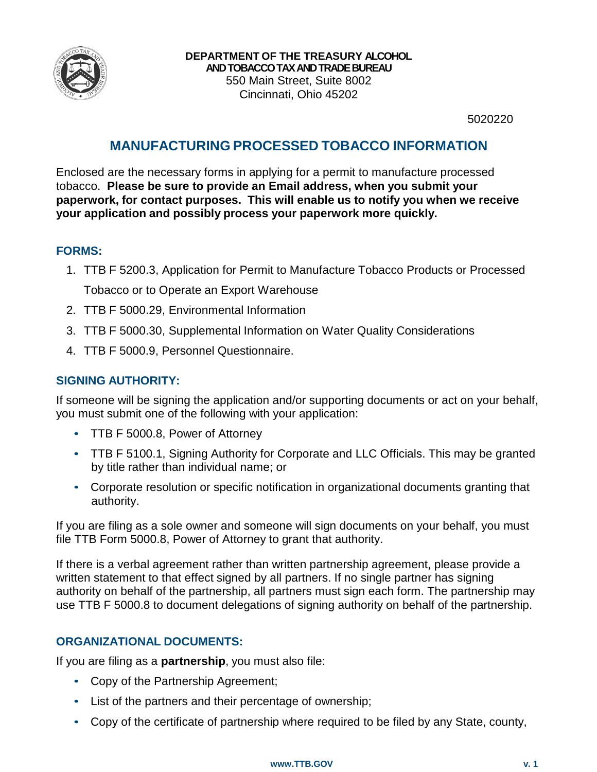**DEPARTMENT OF THE TREASURY ALCOHOL AND TOBACCO TAX AND TRADE BUREAU**
550 Main Street, Suite 8002
Cincinnati, Ohio 45202

5020220

# MANUFACTURING PROCESSED TOBACCO INFORMATION

Enclosed are the necessary forms in applying for a permit to manufacture processed tobacco. **Please be sure to provide an Email address, when you submit your paperwork, for contact purposes. This will enable us to notify you when we receive your application and possibly process your paperwork more quickly.**

## FORMS:

1. TTB F 5200.3, Application for Permit to Manufacture Tobacco Products or Processed Tobacco or to Operate an Export Warehouse
2. TTB F 5000.29, Environmental Information
3. TTB F 5000.30, Supplemental Information on Water Quality Considerations
4. TTB F 5000.9, Personnel Questionnaire.

## SIGNING AUTHORITY:

If someone will be signing the application and/or supporting documents or act on your behalf, you must submit one of the following with your application:

- TTB F 5000.8, Power of Attorney
- TTB F 5100.1, Signing Authority for Corporate and LLC Officials. This may be granted by title rather than individual name; or
- Corporate resolution or specific notification in organizational documents granting that authority.

If you are filing as a sole owner and someone will sign documents on your behalf, you must file TTB Form 5000.8, Power of Attorney to grant that authority.

If there is a verbal agreement rather than written partnership agreement, please provide a written statement to that effect signed by all partners. If no single partner has signing authority on behalf of the partnership, all partners must sign each form. The partnership may use TTB F 5000.8 to document delegations of signing authority on behalf of the partnership.

## ORGANIZATIONAL DOCUMENTS:

If you are filing as a **partnership**, you must also file:

- Copy of the Partnership Agreement;
- List of the partners and their percentage of ownership;
- Copy of the certificate of partnership where required to be filed by any State, county,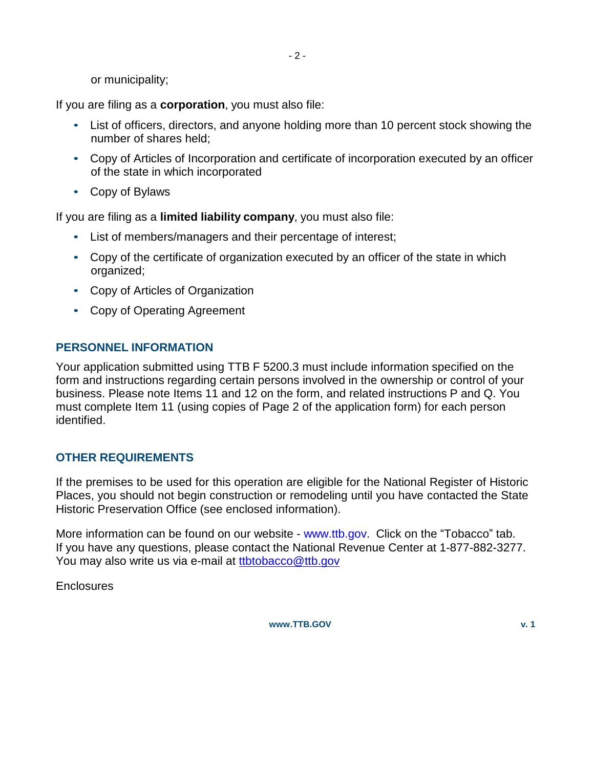or municipality;

If you are filing as a **corporation**, you must also file:

- List of officers, directors, and anyone holding more than 10 percent stock showing the number of shares held;
- Copy of Articles of Incorporation and certificate of incorporation executed by an officer of the state in which incorporated
- Copy of Bylaws

If you are filing as a **limited liability company**, you must also file:

- List of members/managers and their percentage of interest;
- Copy of the certificate of organization executed by an officer of the state in which organized;
- Copy of Articles of Organization
- Copy of Operating Agreement

## PERSONNEL INFORMATION

Your application submitted using TTB F 5200.3 must include information specified on the form and instructions regarding certain persons involved in the ownership or control of your business. Please note Items 11 and 12 on the form, and related instructions P and Q. You must complete Item 11 (using copies of Page 2 of the application form) for each person identified.

## OTHER REQUIREMENTS

If the premises to be used for this operation are eligible for the National Register of Historic Places, you should not begin construction or remodeling until you have contacted the State Historic Preservation Office (see enclosed information).

More information can be found on our website - www.ttb.gov. Click on the "Tobacco" tab. If you have any questions, please contact the National Revenue Center at 1-877-882-3277. You may also write us via e-mail at ttbtobacco@ttb.gov

Enclosures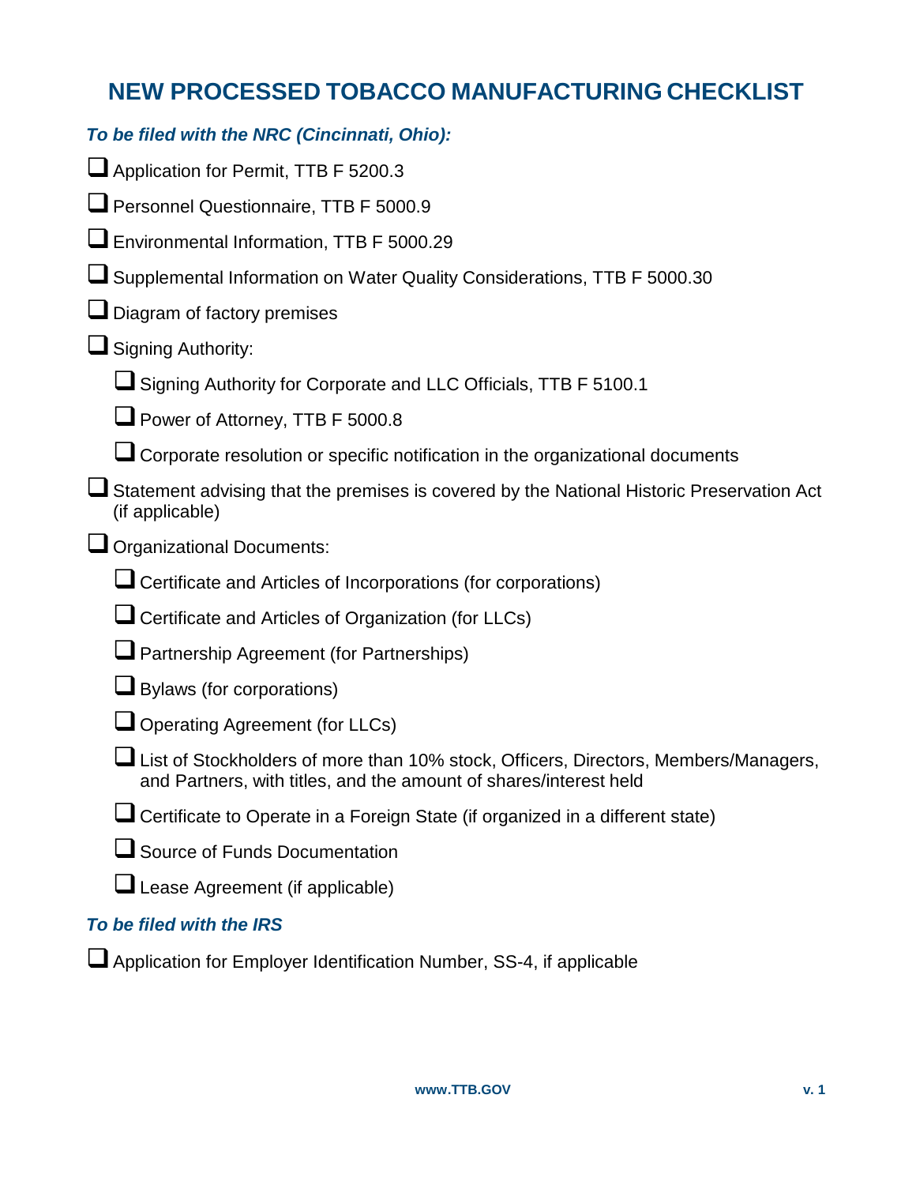# NEW PROCESSED TOBACCO MANUFACTURING CHECKLIST

***To be filed with the NRC (Cincinnati, Ohio):***

- [ ] Application for Permit, TTB F 5200.3
- [ ] Personnel Questionnaire, TTB F 5000.9
- [ ] Environmental Information, TTB F 5000.29
- [ ] Supplemental Information on Water Quality Considerations, TTB F 5000.30
- [ ] Diagram of factory premises
- [ ] Signing Authority:
  - [ ] Signing Authority for Corporate and LLC Officials, TTB F 5100.1
  - [ ] Power of Attorney, TTB F 5000.8
  - [ ] Corporate resolution or specific notification in the organizational documents
- [ ] Statement advising that the premises is covered by the National Historic Preservation Act (if applicable)
- [ ] Organizational Documents:
  - [ ] Certificate and Articles of Incorporations (for corporations)
  - [ ] Certificate and Articles of Organization (for LLCs)
  - [ ] Partnership Agreement (for Partnerships)
  - [ ] Bylaws (for corporations)
  - [ ] Operating Agreement (for LLCs)
  - [ ] List of Stockholders of more than 10% stock, Officers, Directors, Members/Managers, and Partners, with titles, and the amount of shares/interest held
  - [ ] Certificate to Operate in a Foreign State (if organized in a different state)
  - [ ] Source of Funds Documentation
  - [ ] Lease Agreement (if applicable)

***To be filed with the IRS***

- [ ] Application for Employer Identification Number, SS-4, if applicable